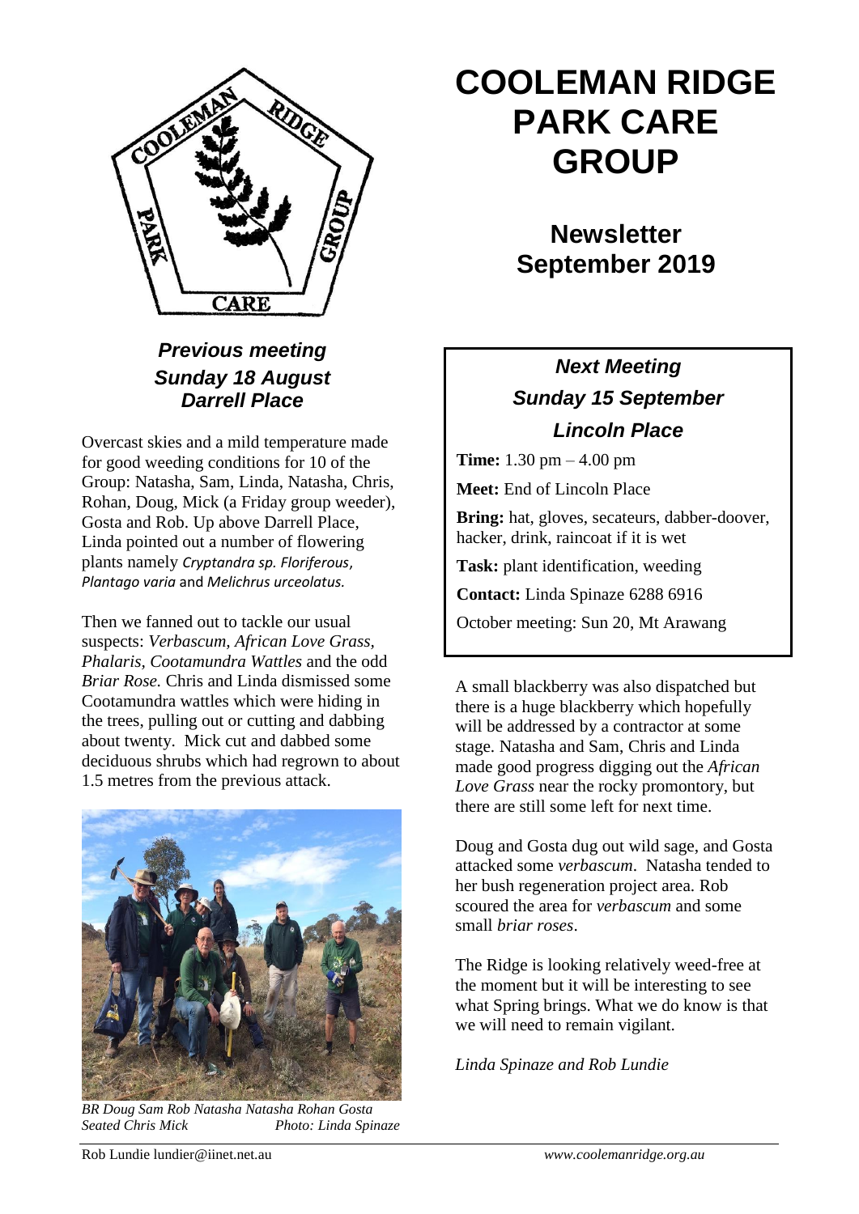# COOLEMAN RIDGE PARK CARE GROUP

## Newsletter September 2019

### *Previous meeting Sunday 18 August Darrell Place*

Overcast skies and a mild temperature made for good weeding conditions for 10 of the Group: Natasha, Sam, Linda, Natasha, Chris, Rohan, Doug, Mick (a Friday group weeder), Gosta and Rob. Up above Darrell Place, Linda pointed out a number of flowering plants namely *Cryptandra sp. Floriferous*, *Plantago varia* and *Melichrus urceolatus.*

Then we fanned out to tackle our usual suspects: *Verbascum*, *African Love Grass, Phalaris, Cootamundra Wattles* and the odd *Briar Rose.* Chris and Linda dismissed some Cootamundra wattles which were hiding in the trees, pulling out or cutting and dabbing about twenty. Mick cut and dabbed some deciduous shrubs which had regrown to about 1.5 metres from the previous attack.

*BR Doug Sam Rob Natasha Natasha Rohan Gosta*
*Seated Chris Mick* *Photo: Linda Spinaze*

### *Next Meeting Sunday 15 September Lincoln Place*

**Time:** 1.30 pm – 4.00 pm

**Meet:** End of Lincoln Place

**Bring:** hat, gloves, secateurs, dabber-doover, hacker, drink, raincoat if it is wet

**Task:** plant identification, weeding

**Contact:** Linda Spinaze 6288 6916

October meeting: Sun 20, Mt Arawang

A small blackberry was also dispatched but there is a huge blackberry which hopefully will be addressed by a contractor at some stage. Natasha and Sam, Chris and Linda made good progress digging out the *African Love Grass* near the rocky promontory, but there are still some left for next time.

Doug and Gosta dug out wild sage, and Gosta attacked some *verbascum*. Natasha tended to her bush regeneration project area. Rob scoured the area for *verbascum* and some small *briar roses*.

The Ridge is looking relatively weed-free at the moment but it will be interesting to see what Spring brings. What we do know is that we will need to remain vigilant.

*Linda Spinaze and Rob Lundie*

Rob Lundie lundier@iinet.net.au *www.coolemanridge.org.au*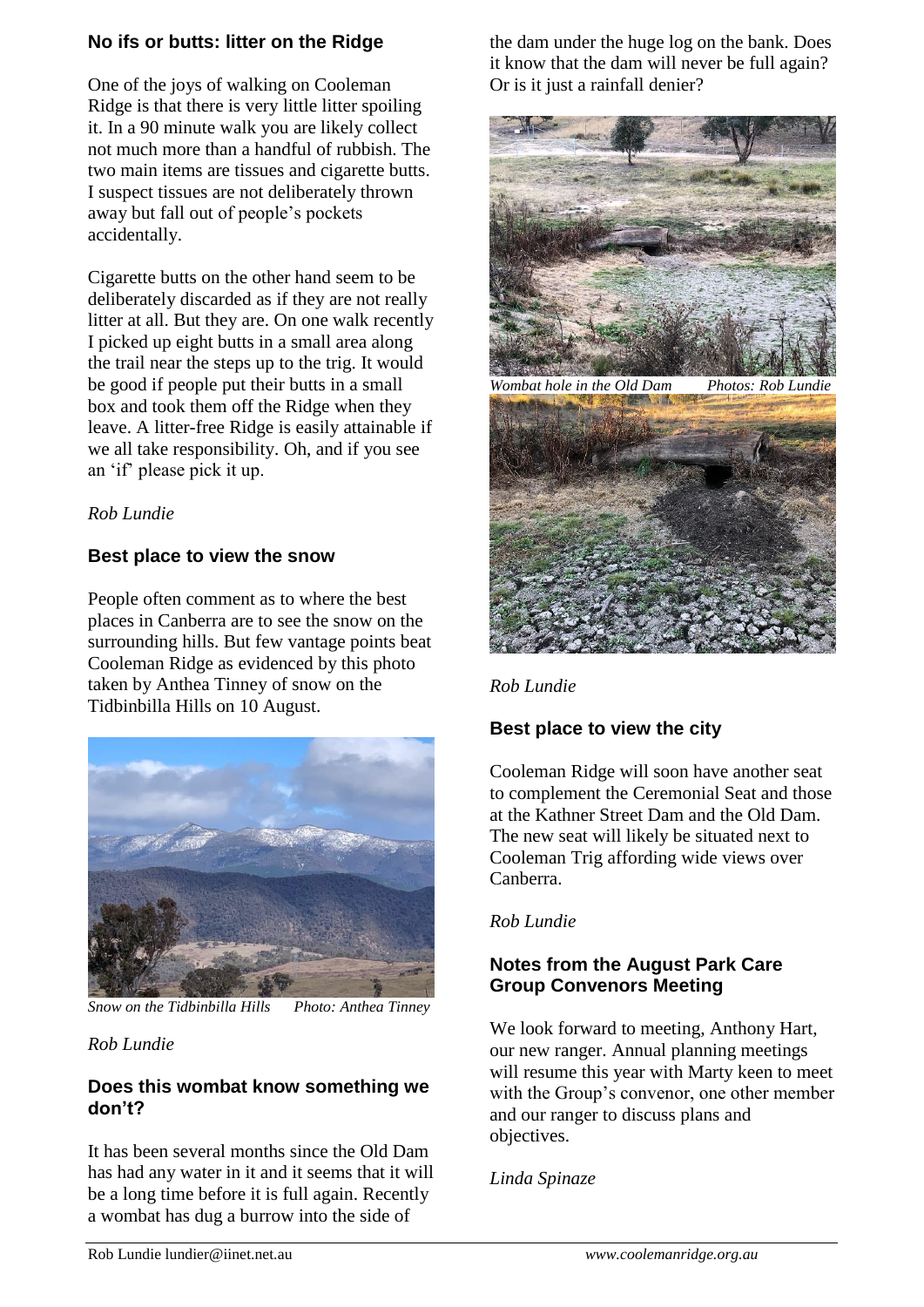## No ifs or butts: litter on the Ridge

One of the joys of walking on Cooleman Ridge is that there is very little litter spoiling it. In a 90 minute walk you are likely collect not much more than a handful of rubbish. The two main items are tissues and cigarette butts. I suspect tissues are not deliberately thrown away but fall out of people's pockets accidentally.

Cigarette butts on the other hand seem to be deliberately discarded as if they are not really litter at all. But they are. On one walk recently I picked up eight butts in a small area along the trail near the steps up to the trig. It would be good if people put their butts in a small box and took them off the Ridge when they leave. A litter-free Ridge is easily attainable if we all take responsibility. Oh, and if you see an 'if' please pick it up.

*Rob Lundie*

## Best place to view the snow

People often comment as to where the best places in Canberra are to see the snow on the surrounding hills. But few vantage points beat Cooleman Ridge as evidenced by this photo taken by Anthea Tinney of snow on the Tidbinbilla Hills on 10 August.

*Snow on the Tidbinbilla Hills* *Photo: Anthea Tinney*

*Rob Lundie*

## Does this wombat know something we don't?

It has been several months since the Old Dam has had any water in it and it seems that it will be a long time before it is full again. Recently a wombat has dug a burrow into the side of the dam under the huge log on the bank. Does it know that the dam will never be full again? Or is it just a rainfall denier?

*Wombat hole in the Old Dam* *Photos: Rob Lundie*

*Rob Lundie*

## Best place to view the city

Cooleman Ridge will soon have another seat to complement the Ceremonial Seat and those at the Kathner Street Dam and the Old Dam. The new seat will likely be situated next to Cooleman Trig affording wide views over Canberra.

*Rob Lundie*

## Notes from the August Park Care Group Convenors Meeting

We look forward to meeting, Anthony Hart, our new ranger. Annual planning meetings will resume this year with Marty keen to meet with the Group's convenor, one other member and our ranger to discuss plans and objectives.

*Linda Spinaze*